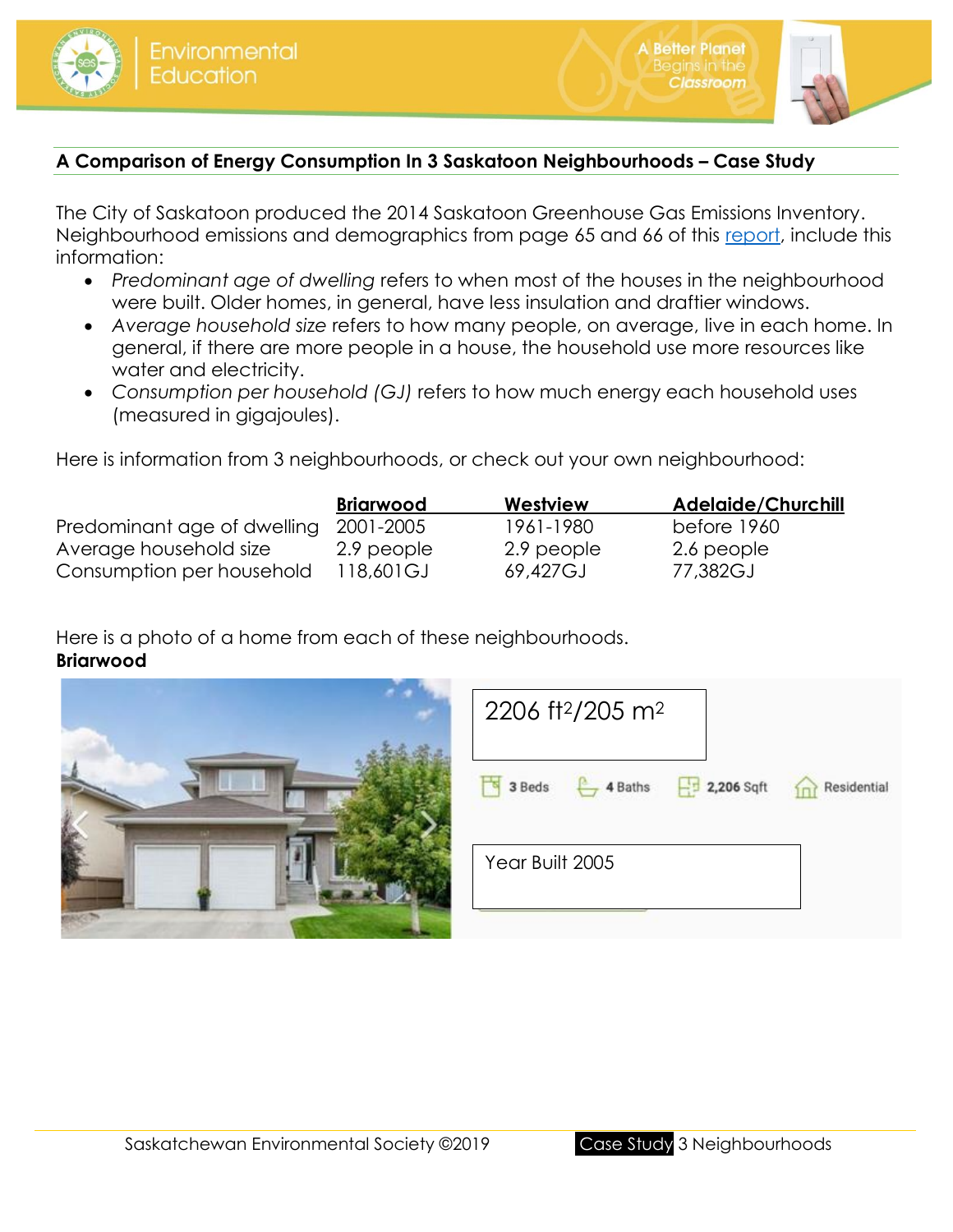## A Comparison of Energy Consumption In 3 Saskatoon Neighbourhoods – Case Study

The City of Saskatoon produced the 2014 Saskatoon Greenhouse Gas Emissions Inventory. Neighbourhood emissions and demographics from page 65 and 66 of this report, include this information:

- *Predominant age of dwelling* refers to when most of the houses in the neighbourhood were built. Older homes, in general, have less insulation and draftier windows.
- *Average household size* refers to how many people, on average, live in each home. In general, if there are more people in a house, the household use more resources like water and electricity.
- *Consumption per household (GJ)* refers to how much energy each household uses (measured in gigajoules).

Here is information from 3 neighbourhoods, or check out your own neighbourhood:

| | Briarwood | Westview | Adelaide/Churchill |
|---|---|---|---|
| Predominant age of dwelling | 2001-2005 | 1961-1980 | before 1960 |
| Average household size | 2.9 people | 2.9 people | 2.6 people |
| Consumption per household | 118,601GJ | 69,427GJ | 77,382GJ |

Here is a photo of a home from each of these neighbourhoods.

**Briarwood**

2206 ft$^2$/205 m$^2$

3 Beds 4 Baths 2,206 Sqft Residential

Year Built 2005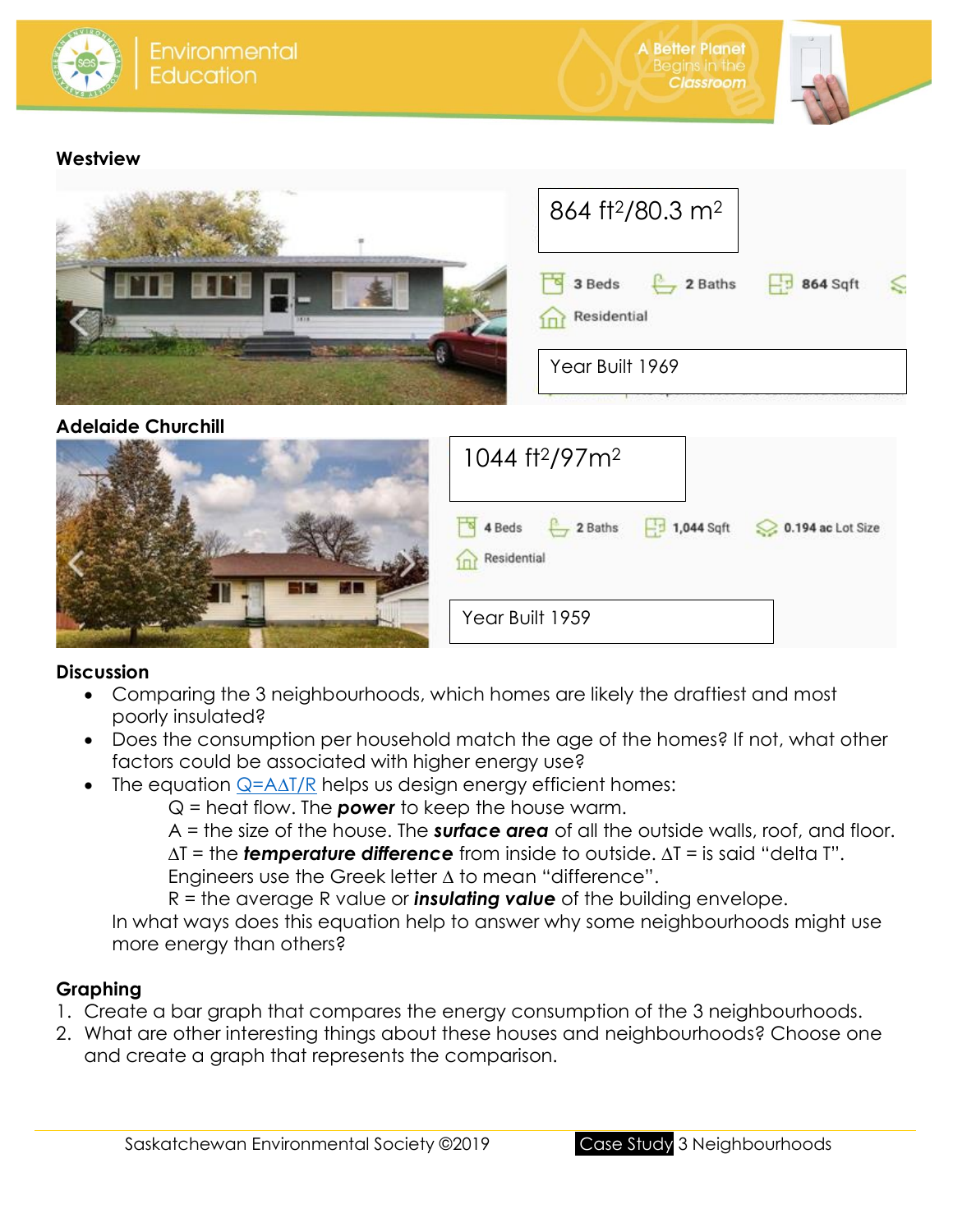**Westview**

864 ft$^2$/80.3 m$^2$

3 Beds 2 Baths 864 Sqft

Residential

Year Built 1969

**Adelaide Churchill**

1044 ft$^2$/97m$^2$

4 Beds 2 Baths 1,044 Sqft 0.194 ac Lot Size

Residential

Year Built 1959

**Discussion**

- Comparing the 3 neighbourhoods, which homes are likely the draftiest and most poorly insulated?
- Does the consumption per household match the age of the homes? If not, what other factors could be associated with higher energy use?
- The equation [$Q=A\Delta T/R$]() helps us design energy efficient homes:

  Q = heat flow. The ***power*** to keep the house warm.

  A = the size of the house. The ***surface area*** of all the outside walls, roof, and floor.

  $\Delta T$ = the ***temperature difference*** from inside to outside. $\Delta T$ = is said "delta T". Engineers use the Greek letter $\Delta$ to mean "difference".

  R = the average R value or ***insulating value*** of the building envelope.

  In what ways does this equation help to answer why some neighbourhoods might use more energy than others?

**Graphing**

1. Create a bar graph that compares the energy consumption of the 3 neighbourhoods.
2. What are other interesting things about these houses and neighbourhoods? Choose one and create a graph that represents the comparison.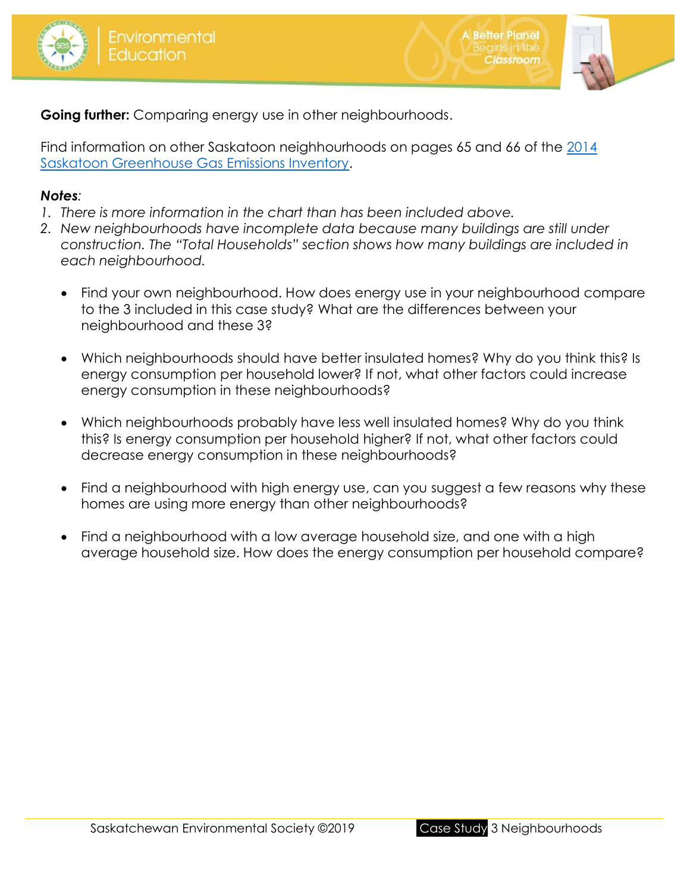**Going further:** Comparing energy use in other neighbourhoods.

Find information on other Saskatoon neighhourhoods on pages 65 and 66 of the [2014 Saskatoon Greenhouse Gas Emissions Inventory](2014 Saskatoon Greenhouse Gas Emissions Inventory).

***Notes**:*

1. *There is more information in the chart than has been included above.*
2. *New neighbourhoods have incomplete data because many buildings are still under construction. The "Total Households" section shows how many buildings are included in each neighbourhood.*

- Find your own neighbourhood. How does energy use in your neighbourhood compare to the 3 included in this case study? What are the differences between your neighbourhood and these 3?
- Which neighbourhoods should have better insulated homes? Why do you think this? Is energy consumption per household lower? If not, what other factors could increase energy consumption in these neighbourhoods?
- Which neighbourhoods probably have less well insulated homes? Why do you think this? Is energy consumption per household higher? If not, what other factors could decrease energy consumption in these neighbourhoods?
- Find a neighbourhood with high energy use, can you suggest a few reasons why these homes are using more energy than other neighbourhoods?
- Find a neighbourhood with a low average household size, and one with a high average household size. How does the energy consumption per household compare?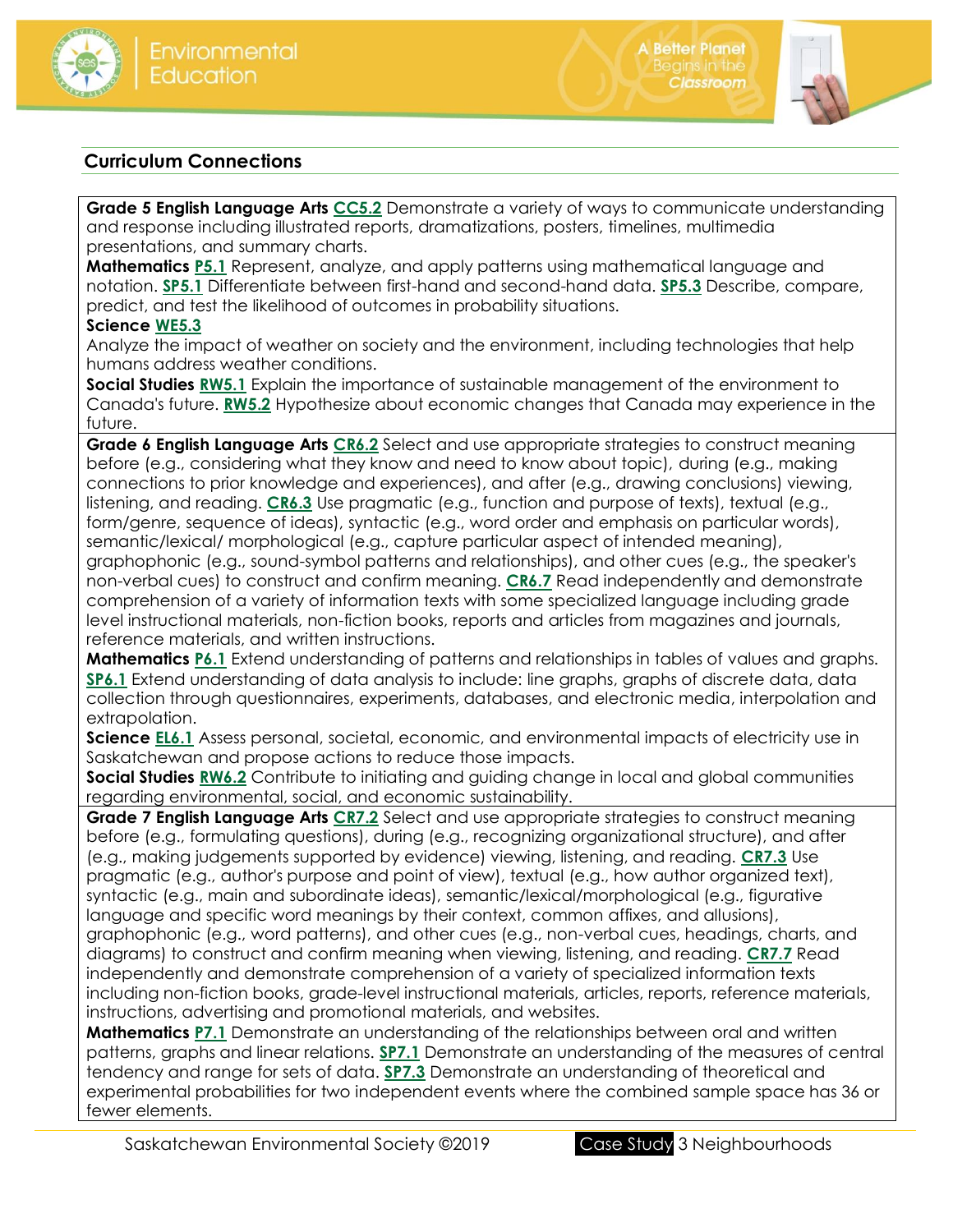## Curriculum Connections

**Grade 5 English Language Arts** **CC5.2** Demonstrate a variety of ways to communicate understanding and response including illustrated reports, dramatizations, posters, timelines, multimedia presentations, and summary charts.

**Mathematics** **P5.1** Represent, analyze, and apply patterns using mathematical language and notation. **SP5.1** Differentiate between first-hand and second-hand data. **SP5.3** Describe, compare, predict, and test the likelihood of outcomes in probability situations.

**Science** **WE5.3**
Analyze the impact of weather on society and the environment, including technologies that help humans address weather conditions.

**Social Studies** **RW5.1** Explain the importance of sustainable management of the environment to Canada's future. **RW5.2** Hypothesize about economic changes that Canada may experience in the future.

**Grade 6 English Language Arts** **CR6.2** Select and use appropriate strategies to construct meaning before (e.g., considering what they know and need to know about topic), during (e.g., making connections to prior knowledge and experiences), and after (e.g., drawing conclusions) viewing, listening, and reading. **CR6.3** Use pragmatic (e.g., function and purpose of texts), textual (e.g., form/genre, sequence of ideas), syntactic (e.g., word order and emphasis on particular words), semantic/lexical/ morphological (e.g., capture particular aspect of intended meaning), graphophonic (e.g., sound-symbol patterns and relationships), and other cues (e.g., the speaker's non-verbal cues) to construct and confirm meaning. **CR6.7** Read independently and demonstrate comprehension of a variety of information texts with some specialized language including grade level instructional materials, non-fiction books, reports and articles from magazines and journals, reference materials, and written instructions.

**Mathematics** **P6.1** Extend understanding of patterns and relationships in tables of values and graphs. **SP6.1** Extend understanding of data analysis to include: line graphs, graphs of discrete data, data collection through questionnaires, experiments, databases, and electronic media, interpolation and extrapolation.

**Science** **EL6.1** Assess personal, societal, economic, and environmental impacts of electricity use in Saskatchewan and propose actions to reduce those impacts.

**Social Studies** **RW6.2** Contribute to initiating and guiding change in local and global communities regarding environmental, social, and economic sustainability.

**Grade 7 English Language Arts** **CR7.2** Select and use appropriate strategies to construct meaning before (e.g., formulating questions), during (e.g., recognizing organizational structure), and after (e.g., making judgements supported by evidence) viewing, listening, and reading. **CR7.3** Use pragmatic (e.g., author's purpose and point of view), textual (e.g., how author organized text), syntactic (e.g., main and subordinate ideas), semantic/lexical/morphological (e.g., figurative language and specific word meanings by their context, common affixes, and allusions), graphophonic (e.g., word patterns), and other cues (e.g., non-verbal cues, headings, charts, and diagrams) to construct and confirm meaning when viewing, listening, and reading. **CR7.7** Read independently and demonstrate comprehension of a variety of specialized information texts including non-fiction books, grade-level instructional materials, articles, reports, reference materials, instructions, advertising and promotional materials, and websites.

**Mathematics** **P7.1** Demonstrate an understanding of the relationships between oral and written patterns, graphs and linear relations. **SP7.1** Demonstrate an understanding of the measures of central tendency and range for sets of data. **SP7.3** Demonstrate an understanding of theoretical and experimental probabilities for two independent events where the combined sample space has 36 or fewer elements.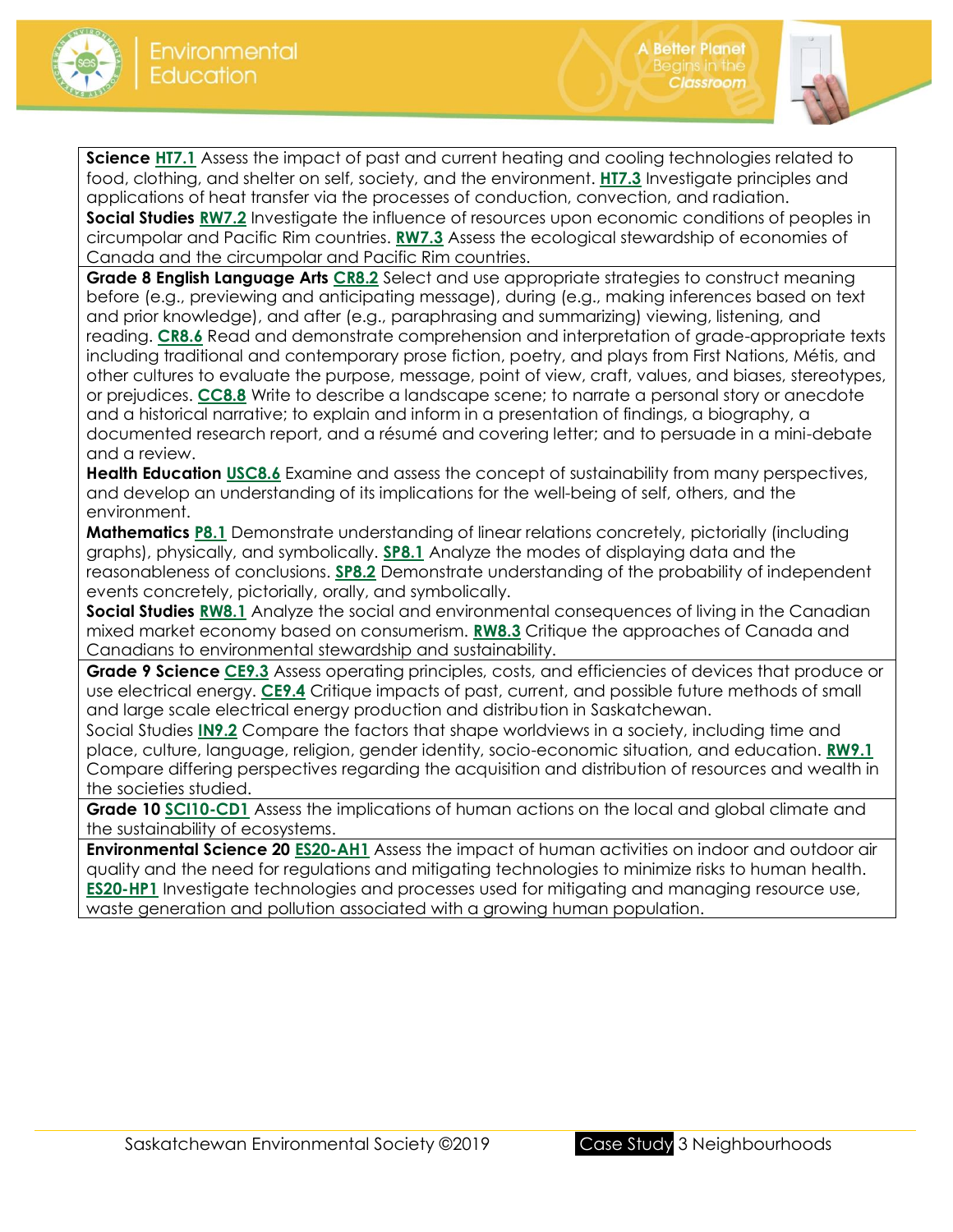| | |
|---|---|
| **Science HT7.1** Assess the impact of past and current heating and cooling technologies related to food, clothing, and shelter on self, society, and the environment. **HT7.3** Investigate principles and applications of heat transfer via the processes of conduction, convection, and radiation. **Social Studies RW7.2** Investigate the influence of resources upon economic conditions of peoples in circumpolar and Pacific Rim countries. **RW7.3** Assess the ecological stewardship of economies of Canada and the circumpolar and Pacific Rim countries. | |
| **Grade 8 English Language Arts CR8.2** Select and use appropriate strategies to construct meaning before (e.g., previewing and anticipating message), during (e.g., making inferences based on text and prior knowledge), and after (e.g., paraphrasing and summarizing) viewing, listening, and reading. **CR8.6** Read and demonstrate comprehension and interpretation of grade-appropriate texts including traditional and contemporary prose fiction, poetry, and plays from First Nations, Métis, and other cultures to evaluate the purpose, message, point of view, craft, values, and biases, stereotypes, or prejudices. **CC8.8** Write to describe a landscape scene; to narrate a personal story or anecdote and a historical narrative; to explain and inform in a presentation of findings, a biography, a documented research report, and a résumé and covering letter; and to persuade in a mini-debate and a review. **Health Education USC8.6** Examine and assess the concept of sustainability from many perspectives, and develop an understanding of its implications for the well-being of self, others, and the environment. **Mathematics P8.1** Demonstrate understanding of linear relations concretely, pictorially (including graphs), physically, and symbolically. **SP8.1** Analyze the modes of displaying data and the reasonableness of conclusions. **SP8.2** Demonstrate understanding of the probability of independent events concretely, pictorially, orally, and symbolically. **Social Studies RW8.1** Analyze the social and environmental consequences of living in the Canadian mixed market economy based on consumerism. **RW8.3** Critique the approaches of Canada and Canadians to environmental stewardship and sustainability. | |
| **Grade 9 Science CE9.3** Assess operating principles, costs, and efficiencies of devices that produce or use electrical energy. **CE9.4** Critique impacts of past, current, and possible future methods of small and large scale electrical energy production and distribution in Saskatchewan. Social Studies **IN9.2** Compare the factors that shape worldviews in a society, including time and place, culture, language, religion, gender identity, socio-economic situation, and education. **RW9.1** Compare differing perspectives regarding the acquisition and distribution of resources and wealth in the societies studied. | |
| **Grade 10 SCI10-CD1** Assess the implications of human actions on the local and global climate and the sustainability of ecosystems. | |
| **Environmental Science 20 ES20-AH1** Assess the impact of human activities on indoor and outdoor air quality and the need for regulations and mitigating technologies to minimize risks to human health. **ES20-HP1** Investigate technologies and processes used for mitigating and managing resource use, waste generation and pollution associated with a growing human population. | |